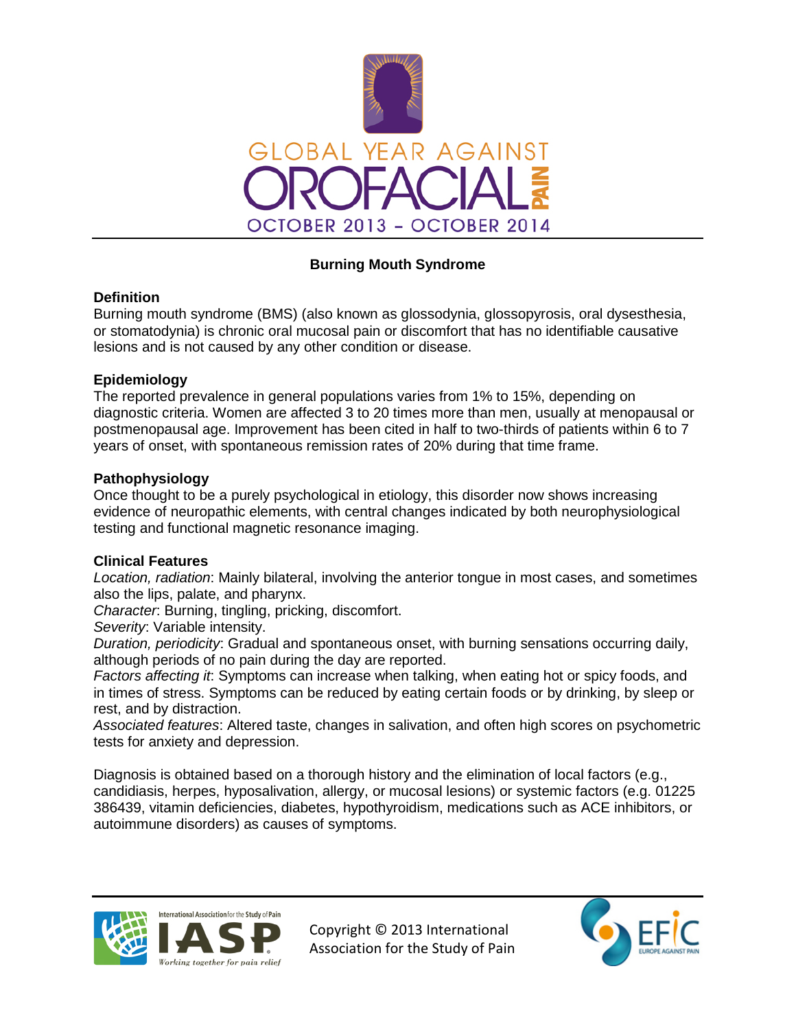GLOBAL YEAR AGAINST OROFACIAL PAIN

OCTOBER 2013 – OCTOBER 2014

# Burning Mouth Syndrome

## Definition

Burning mouth syndrome (BMS) (also known as glossodynia, glossopyrosis, oral dysesthesia, or stomatodynia) is chronic oral mucosal pain or discomfort that has no identifiable causative lesions and is not caused by any other condition or disease.

## Epidemiology

The reported prevalence in general populations varies from 1% to 15%, depending on diagnostic criteria. Women are affected 3 to 20 times more than men, usually at menopausal or postmenopausal age. Improvement has been cited in half to two-thirds of patients within 6 to 7 years of onset, with spontaneous remission rates of 20% during that time frame.

## Pathophysiology

Once thought to be a purely psychological in etiology, this disorder now shows increasing evidence of neuropathic elements, with central changes indicated by both neurophysiological testing and functional magnetic resonance imaging.

## Clinical Features

*Location, radiation*: Mainly bilateral, involving the anterior tongue in most cases, and sometimes also the lips, palate, and pharynx.

*Character*: Burning, tingling, pricking, discomfort.

*Severity*: Variable intensity.

*Duration, periodicity*: Gradual and spontaneous onset, with burning sensations occurring daily, although periods of no pain during the day are reported.

*Factors affecting it*: Symptoms can increase when talking, when eating hot or spicy foods, and in times of stress. Symptoms can be reduced by eating certain foods or by drinking, by sleep or rest, and by distraction.

*Associated features*: Altered taste, changes in salivation, and often high scores on psychometric tests for anxiety and depression.

Diagnosis is obtained based on a thorough history and the elimination of local factors (e.g., candidiasis, herpes, hyposalivation, allergy, or mucosal lesions) or systemic factors (e.g. 01225 386439, vitamin deficiencies, diabetes, hypothyroidism, medications such as ACE inhibitors, or autoimmune disorders) as causes of symptoms.

Copyright © 2013 International Association for the Study of Pain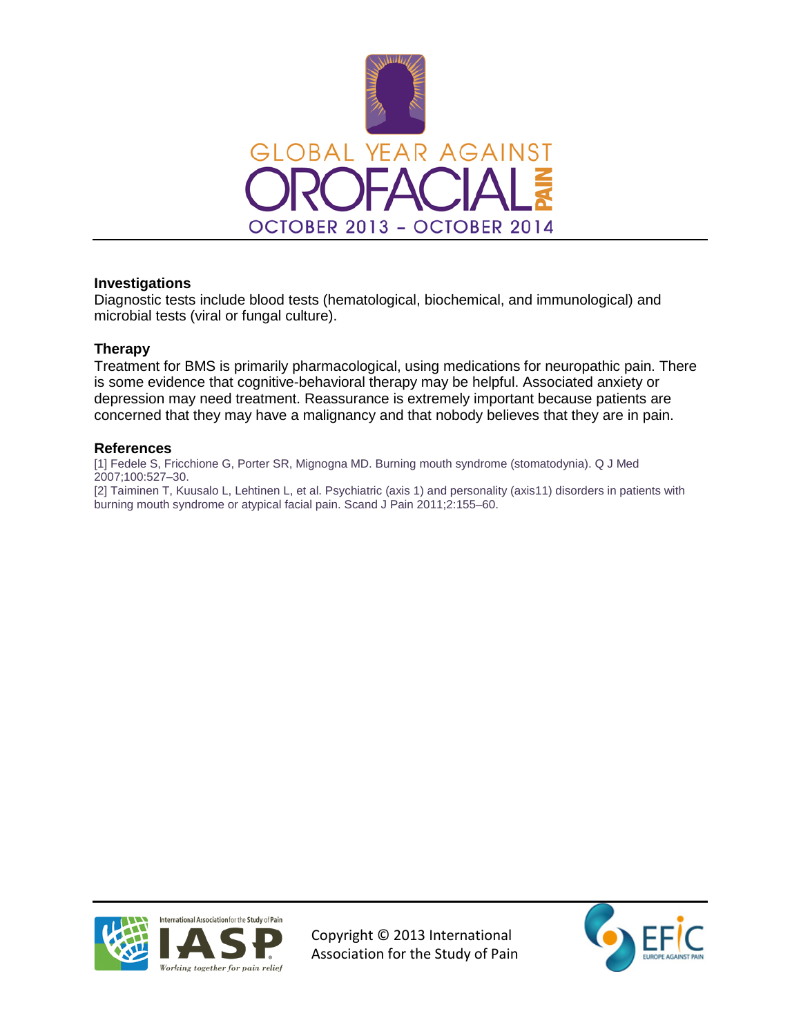**Investigations**

Diagnostic tests include blood tests (hematological, biochemical, and immunological) and microbial tests (viral or fungal culture).

**Therapy**

Treatment for BMS is primarily pharmacological, using medications for neuropathic pain. There is some evidence that cognitive-behavioral therapy may be helpful. Associated anxiety or depression may need treatment. Reassurance is extremely important because patients are concerned that they may have a malignancy and that nobody believes that they are in pain.

**References**

[1] Fedele S, Fricchione G, Porter SR, Mignogna MD. Burning mouth syndrome (stomatodynia). Q J Med 2007;100:527–30.

[2] Taiminen T, Kuusalo L, Lehtinen L, et al. Psychiatric (axis 1) and personality (axis11) disorders in patients with burning mouth syndrome or atypical facial pain. Scand J Pain 2011;2:155–60.